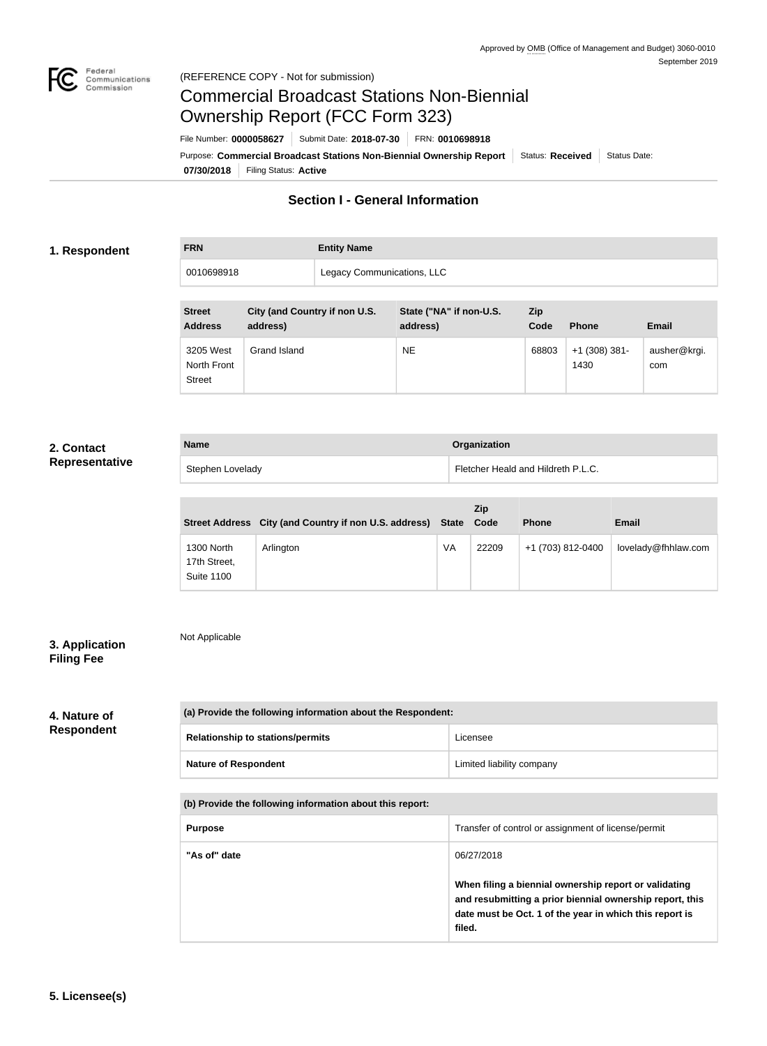Approved by OMB (Office of Management and Budget) 3060-0010
September 2019

(REFERENCE COPY - Not for submission)

# Commercial Broadcast Stations Non-Biennial Ownership Report (FCC Form 323)

File Number: **0000058627** | Submit Date: **2018-07-30** | FRN: **0010698918**

Purpose: **Commercial Broadcast Stations Non-Biennial Ownership Report** | Status: **Received** | Status Date: **07/30/2018** | Filing Status: **Active**

## Section I - General Information

### 1. Respondent

| FRN | Entity Name |
| --- | --- |
| 0010698918 | Legacy Communications, LLC |

| Street Address | City (and Country if non U.S. address) | State ("NA" if non-U.S. address) | Zip Code | Phone | Email |
| --- | --- | --- | --- | --- | --- |
| 3205 West North Front Street | Grand Island | NE | 68803 | +1 (308) 381-1430 | ausher@krgi.com |

### 2. Contact Representative

| Name | Organization |
| --- | --- |
| Stephen Lovelady | Fletcher Heald and Hildreth P.L.C. |

| Street Address | City (and Country if non U.S. address) | State | Zip Code | Phone | Email |
| --- | --- | --- | --- | --- | --- |
| 1300 North 17th Street, Suite 1100 | Arlington | VA | 22209 | +1 (703) 812-0400 | lovelady@fhhlaw.com |

### 3. Application Filing Fee

Not Applicable

### 4. Nature of Respondent

| (a) Provide the following information about the Respondent: | |
| --- | --- |
| Relationship to stations/permits | Licensee |
| Nature of Respondent | Limited liability company |

| (b) Provide the following information about this report: | |
| --- | --- |
| Purpose | Transfer of control or assignment of license/permit |
| "As of" date | 06/27/2018<br><br>**When filing a biennial ownership report or validating and resubmitting a prior biennial ownership report, this date must be Oct. 1 of the year in which this report is filed.** |

### 5. Licensee(s)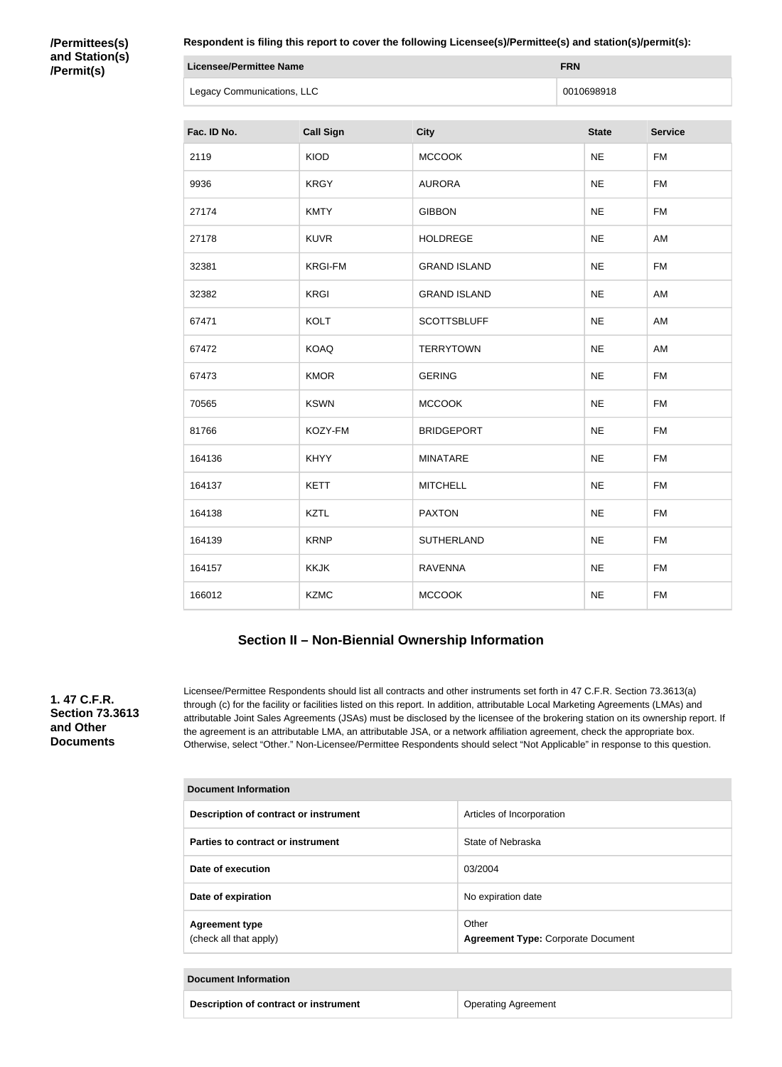**/Permittees(s) and Station(s) /Permit(s)**

**Respondent is filing this report to cover the following Licensee(s)/Permittee(s) and station(s)/permit(s):**

| Licensee/Permittee Name | FRN |
| --- | --- |
| Legacy Communications, LLC | 0010698918 |

| Fac. ID No. | Call Sign | City | State | Service |
| --- | --- | --- | --- | --- |
| 2119 | KIOD | MCCOOK | NE | FM |
| 9936 | KRGY | AURORA | NE | FM |
| 27174 | KMTY | GIBBON | NE | FM |
| 27178 | KUVR | HOLDREGE | NE | AM |
| 32381 | KRGI-FM | GRAND ISLAND | NE | FM |
| 32382 | KRGI | GRAND ISLAND | NE | AM |
| 67471 | KOLT | SCOTTSBLUFF | NE | AM |
| 67472 | KOAQ | TERRYTOWN | NE | AM |
| 67473 | KMOR | GERING | NE | FM |
| 70565 | KSWN | MCCOOK | NE | FM |
| 81766 | KOZY-FM | BRIDGEPORT | NE | FM |
| 164136 | KHYY | MINATARE | NE | FM |
| 164137 | KETT | MITCHELL | NE | FM |
| 164138 | KZTL | PAXTON | NE | FM |
| 164139 | KRNP | SUTHERLAND | NE | FM |
| 164157 | KKJK | RAVENNA | NE | FM |
| 166012 | KZMC | MCCOOK | NE | FM |

## Section II – Non-Biennial Ownership Information

**1. 47 C.F.R. Section 73.3613 and Other Documents**

Licensee/Permittee Respondents should list all contracts and other instruments set forth in 47 C.F.R. Section 73.3613(a) through (c) for the facility or facilities listed on this report. In addition, attributable Local Marketing Agreements (LMAs) and attributable Joint Sales Agreements (JSAs) must be disclosed by the licensee of the brokering station on its ownership report. If the agreement is an attributable LMA, an attributable JSA, or a network affiliation agreement, check the appropriate box. Otherwise, select "Other." Non-Licensee/Permittee Respondents should select "Not Applicable" in response to this question.

| Document Information | |
| --- | --- |
| **Description of contract or instrument** | Articles of Incorporation |
| **Parties to contract or instrument** | State of Nebraska |
| **Date of execution** | 03/2004 |
| **Date of expiration** | No expiration date |
| **Agreement type** (check all that apply) | Other **Agreement Type:** Corporate Document |

| Document Information | |
| --- | --- |
| **Description of contract or instrument** | Operating Agreement |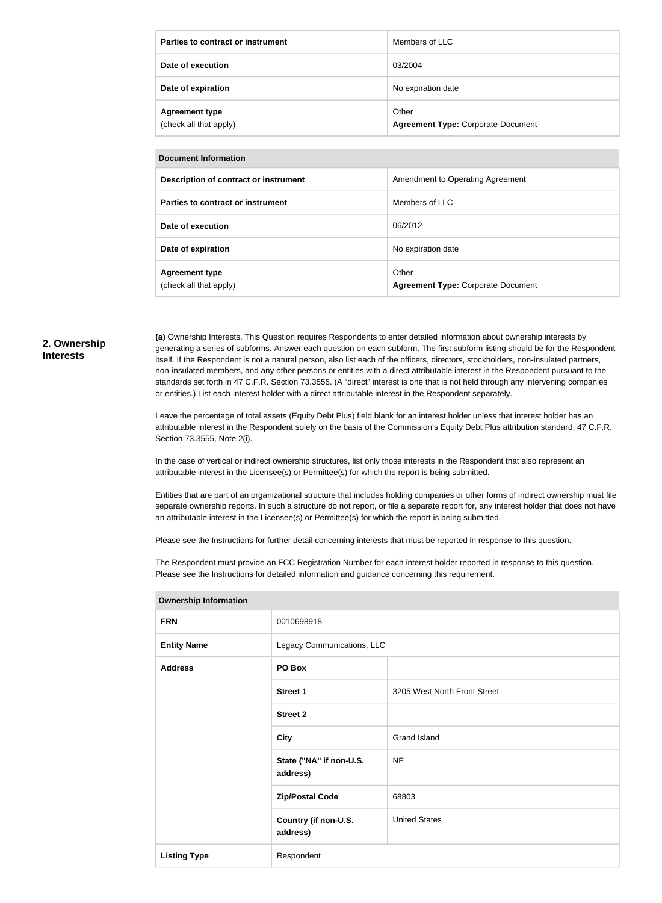| | |
|---|---|
| **Parties to contract or instrument** | Members of LLC |
| **Date of execution** | 03/2004 |
| **Date of expiration** | No expiration date |
| **Agreement type** (check all that apply) | Other **Agreement Type:** Corporate Document |

| **Document Information** | |
|---|---|
| **Description of contract or instrument** | Amendment to Operating Agreement |
| **Parties to contract or instrument** | Members of LLC |
| **Date of execution** | 06/2012 |
| **Date of expiration** | No expiration date |
| **Agreement type** (check all that apply) | Other **Agreement Type:** Corporate Document |

## 2. Ownership Interests

**(a)** Ownership Interests. This Question requires Respondents to enter detailed information about ownership interests by generating a series of subforms. Answer each question on each subform. The first subform listing should be for the Respondent itself. If the Respondent is not a natural person, also list each of the officers, directors, stockholders, non-insulated partners, non-insulated members, and any other persons or entities with a direct attributable interest in the Respondent pursuant to the standards set forth in 47 C.F.R. Section 73.3555. (A "direct" interest is one that is not held through any intervening companies or entities.) List each interest holder with a direct attributable interest in the Respondent separately.

Leave the percentage of total assets (Equity Debt Plus) field blank for an interest holder unless that interest holder has an attributable interest in the Respondent solely on the basis of the Commission's Equity Debt Plus attribution standard, 47 C.F.R. Section 73.3555, Note 2(i).

In the case of vertical or indirect ownership structures, list only those interests in the Respondent that also represent an attributable interest in the Licensee(s) or Permittee(s) for which the report is being submitted.

Entities that are part of an organizational structure that includes holding companies or other forms of indirect ownership must file separate ownership reports. In such a structure do not report, or file a separate report for, any interest holder that does not have an attributable interest in the Licensee(s) or Permittee(s) for which the report is being submitted.

Please see the Instructions for further detail concerning interests that must be reported in response to this question.

The Respondent must provide an FCC Registration Number for each interest holder reported in response to this question. Please see the Instructions for detailed information and guidance concerning this requirement.

| **Ownership Information** | | |
|---|---|---|
| **FRN** | 0010698918 | |
| **Entity Name** | Legacy Communications, LLC | |
| **Address** | **PO Box** | |
| | **Street 1** | 3205 West North Front Street |
| | **Street 2** | |
| | **City** | Grand Island |
| | **State ("NA" if non-U.S. address)** | NE |
| | **Zip/Postal Code** | 68803 |
| | **Country (if non-U.S. address)** | United States |
| **Listing Type** | Respondent | |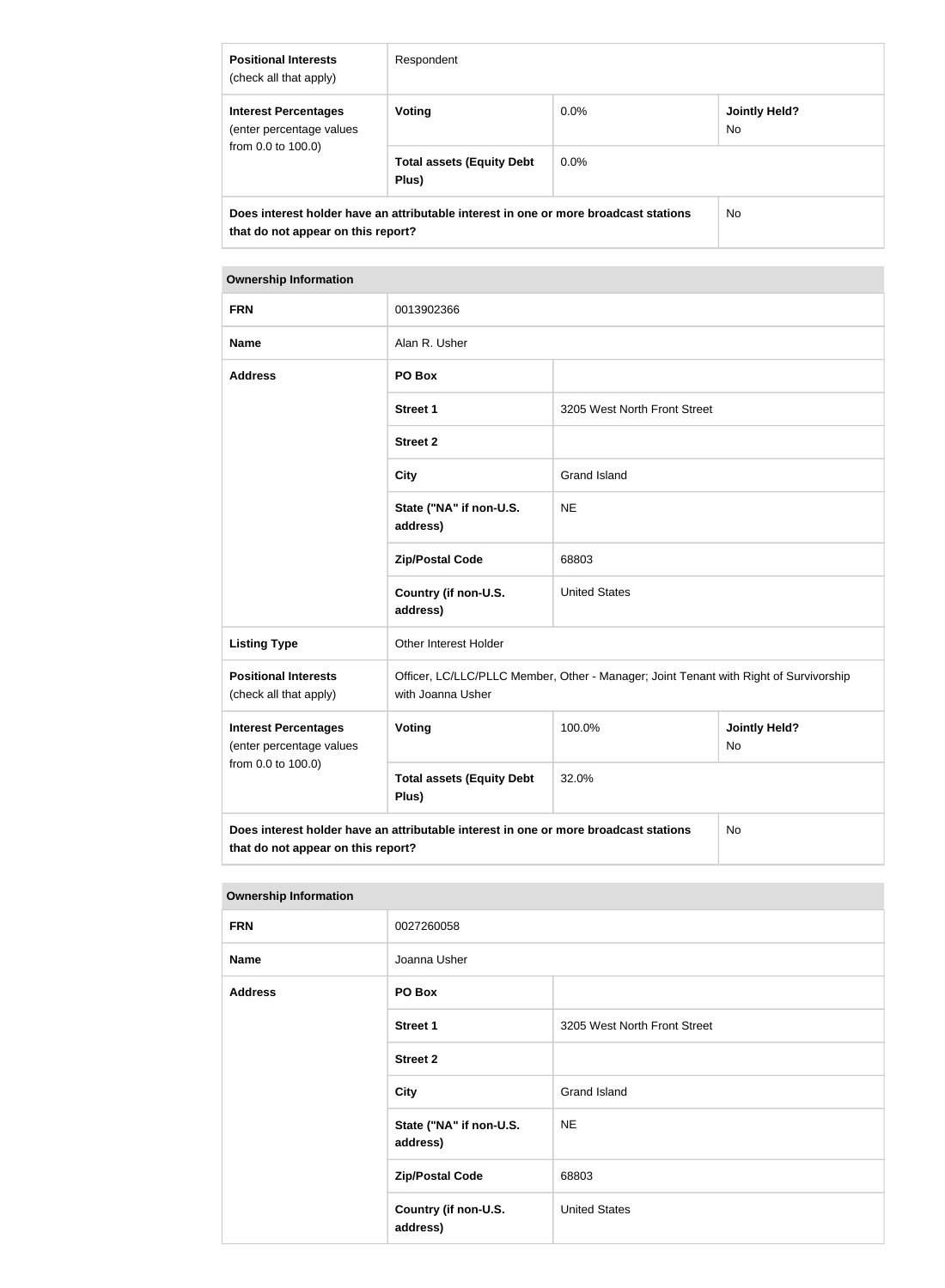| | | | |
|---|---|---|---|
| **Positional Interests** (check all that apply) | Respondent | | |
| **Interest Percentages** (enter percentage values from 0.0 to 100.0) | **Voting** | 0.0% | **Jointly Held?** No |
| | **Total assets (Equity Debt Plus)** | 0.0% | |
| **Does interest holder have an attributable interest in one or more broadcast stations that do not appear on this report?** | | | No |

| **Ownership Information** | | | |
|---|---|---|---|
| **FRN** | 0013902366 | | |
| **Name** | Alan R. Usher | | |
| **Address** | **PO Box** | | |
| | **Street 1** | 3205 West North Front Street | |
| | **Street 2** | | |
| | **City** | Grand Island | |
| | **State ("NA" if non-U.S. address)** | NE | |
| | **Zip/Postal Code** | 68803 | |
| | **Country (if non-U.S. address)** | United States | |
| **Listing Type** | Other Interest Holder | | |
| **Positional Interests** (check all that apply) | Officer, LC/LLC/PLLC Member, Other - Manager; Joint Tenant with Right of Survivorship with Joanna Usher | | |
| **Interest Percentages** (enter percentage values from 0.0 to 100.0) | **Voting** | 100.0% | **Jointly Held?** No |
| | **Total assets (Equity Debt Plus)** | 32.0% | |
| **Does interest holder have an attributable interest in one or more broadcast stations that do not appear on this report?** | | | No |

| **Ownership Information** | | |
|---|---|---|
| **FRN** | 0027260058 | |
| **Name** | Joanna Usher | |
| **Address** | **PO Box** | |
| | **Street 1** | 3205 West North Front Street |
| | **Street 2** | |
| | **City** | Grand Island |
| | **State ("NA" if non-U.S. address)** | NE |
| | **Zip/Postal Code** | 68803 |
| | **Country (if non-U.S. address)** | United States |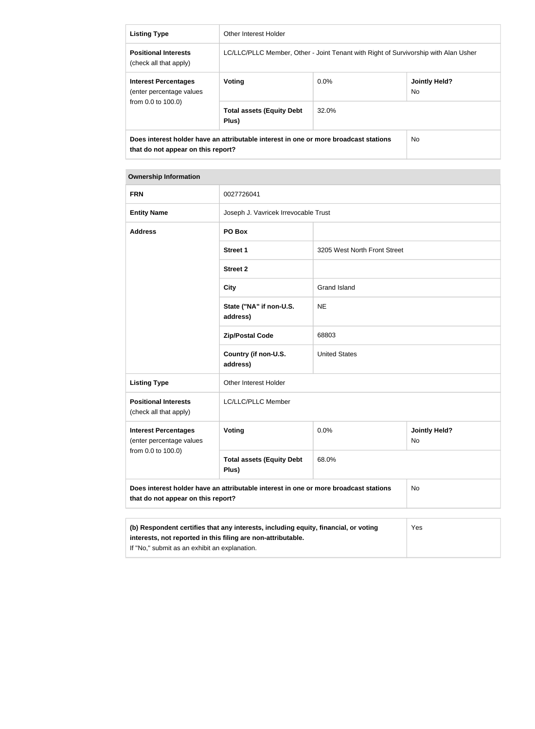| Listing Type | Other Interest Holder | | |
|---|---|---|---|
| **Positional Interests** (check all that apply) | LC/LLC/PLLC Member, Other - Joint Tenant with Right of Survivorship with Alan Usher | | |
| **Interest Percentages** (enter percentage values from 0.0 to 100.0) | **Voting** | 0.0% | **Jointly Held?** No |
| | **Total assets (Equity Debt Plus)** | 32.0% | |
| **Does interest holder have an attributable interest in one or more broadcast stations that do not appear on this report?** | | | No |

| Ownership Information | | | |
|---|---|---|---|
| **FRN** | 0027726041 | | |
| **Entity Name** | Joseph J. Vavricek Irrevocable Trust | | |
| **Address** | **PO Box** | | |
| | **Street 1** | 3205 West North Front Street | |
| | **Street 2** | | |
| | **City** | Grand Island | |
| | **State ("NA" if non-U.S. address)** | NE | |
| | **Zip/Postal Code** | 68803 | |
| | **Country (if non-U.S. address)** | United States | |
| **Listing Type** | Other Interest Holder | | |
| **Positional Interests** (check all that apply) | LC/LLC/PLLC Member | | |
| **Interest Percentages** (enter percentage values from 0.0 to 100.0) | **Voting** | 0.0% | **Jointly Held?** No |
| | **Total assets (Equity Debt Plus)** | 68.0% | |
| **Does interest holder have an attributable interest in one or more broadcast stations that do not appear on this report?** | | | No |

| **(b) Respondent certifies that any interests, including equity, financial, or voting interests, not reported in this filing are non-attributable.** If "No," submit as an exhibit an explanation. | Yes |
|---|---|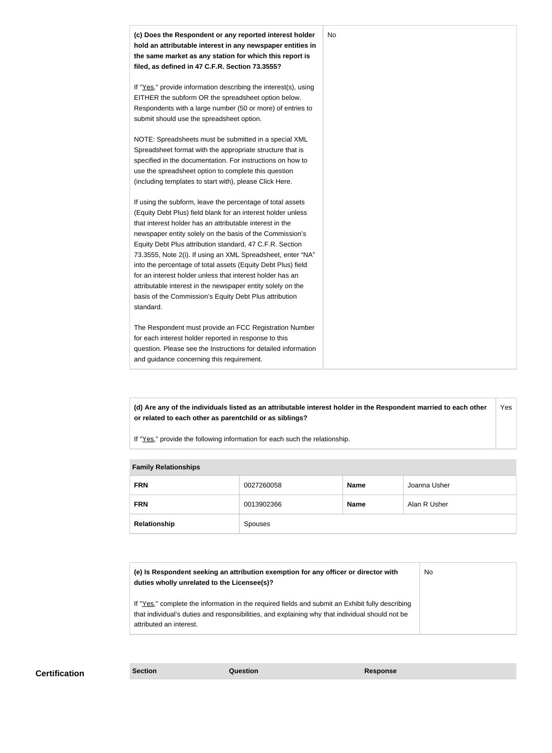| **(c) Does the Respondent or any reported interest holder hold an attributable interest in any newspaper entities in the same market as any station for which this report is filed, as defined in 47 C.F.R. Section 73.3555?**<br><br>If "Yes," provide information describing the interest(s), using EITHER the subform OR the spreadsheet option below. Respondents with a large number (50 or more) of entries to submit should use the spreadsheet option.<br><br>NOTE: Spreadsheets must be submitted in a special XML Spreadsheet format with the appropriate structure that is specified in the documentation. For instructions on how to use the spreadsheet option to complete this question (including templates to start with), please Click Here.<br><br>If using the subform, leave the percentage of total assets (Equity Debt Plus) field blank for an interest holder unless that interest holder has an attributable interest in the newspaper entity solely on the basis of the Commission's Equity Debt Plus attribution standard, 47 C.F.R. Section 73.3555, Note 2(i). If using an XML Spreadsheet, enter "NA" into the percentage of total assets (Equity Debt Plus) field for an interest holder unless that interest holder has an attributable interest in the newspaper entity solely on the basis of the Commission's Equity Debt Plus attribution standard.<br><br>The Respondent must provide an FCC Registration Number for each interest holder reported in response to this question. Please see the Instructions for detailed information and guidance concerning this requirement. | No |
|---|---|

| **(d) Are any of the individuals listed as an attributable interest holder in the Respondent married to each other or related to each other as parentchild or as siblings?**<br><br>If "Yes," provide the following information for each such the relationship. | Yes |
|---|---|

| **Family Relationships** | | | |
|---|---|---|---|
| **FRN** | 0027260058 | **Name** | Joanna Usher |
| **FRN** | 0013902366 | **Name** | Alan R Usher |
| **Relationship** | Spouses | | |

| **(e) Is Respondent seeking an attribution exemption for any officer or director with duties wholly unrelated to the Licensee(s)?**<br><br>If "Yes," complete the information in the required fields and submit an Exhibit fully describing that individual's duties and responsibilities, and explaining why that individual should not be attributed an interest. | No |
|---|---|

## Certification

| Section | Question | Response |
|---|---|---|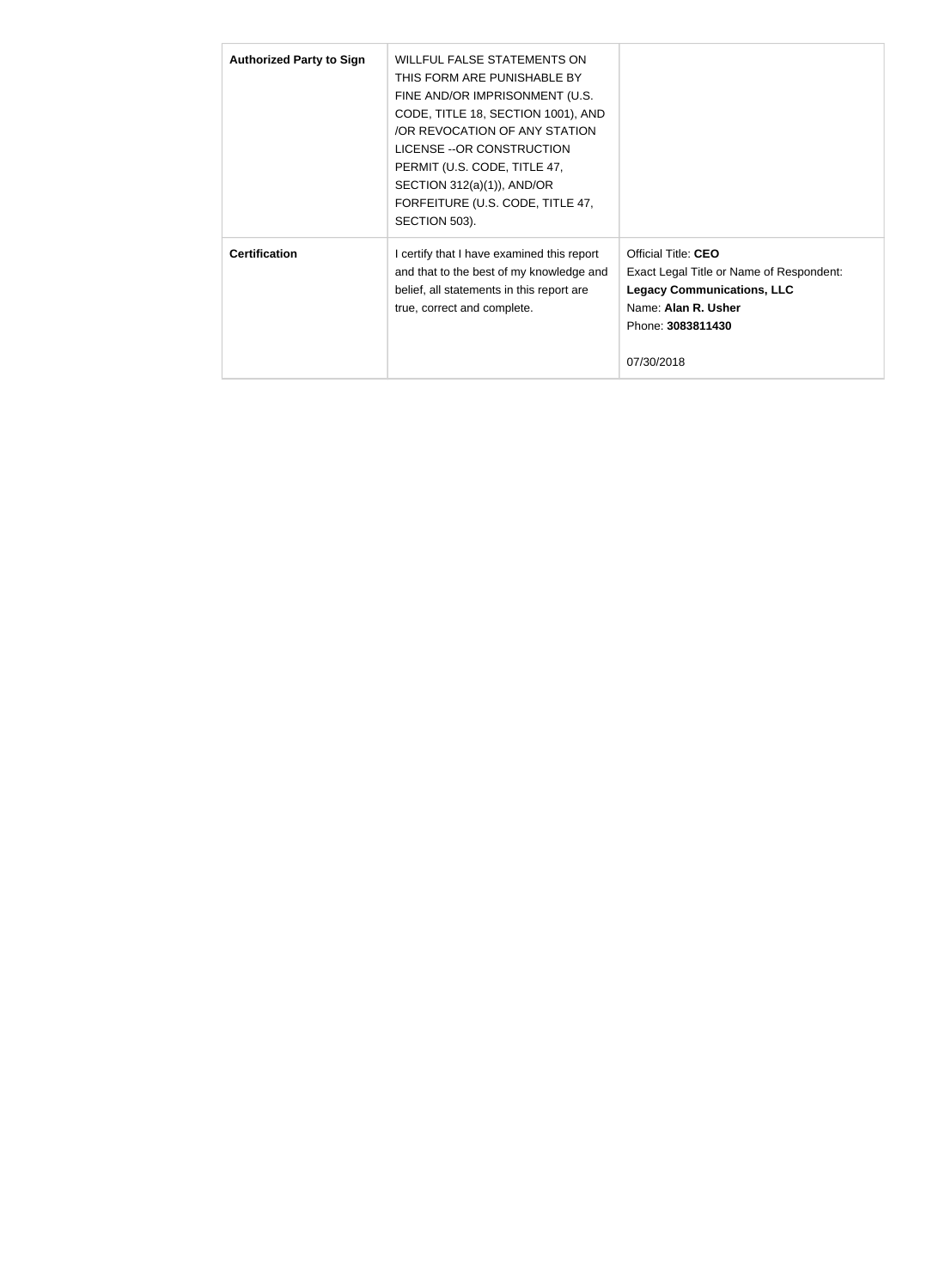| | | |
|---|---|---|
| **Authorized Party to Sign** | WILLFUL FALSE STATEMENTS ON THIS FORM ARE PUNISHABLE BY FINE AND/OR IMPRISONMENT (U.S. CODE, TITLE 18, SECTION 1001), AND /OR REVOCATION OF ANY STATION LICENSE --OR CONSTRUCTION PERMIT (U.S. CODE, TITLE 47, SECTION 312(a)(1)), AND/OR FORFEITURE (U.S. CODE, TITLE 47, SECTION 503). | |
| **Certification** | I certify that I have examined this report and that to the best of my knowledge and belief, all statements in this report are true, correct and complete. | Official Title: **CEO**<br>Exact Legal Title or Name of Respondent: **Legacy Communications, LLC**<br>Name: **Alan R. Usher**<br>Phone: **3083811430**<br><br>07/30/2018 |